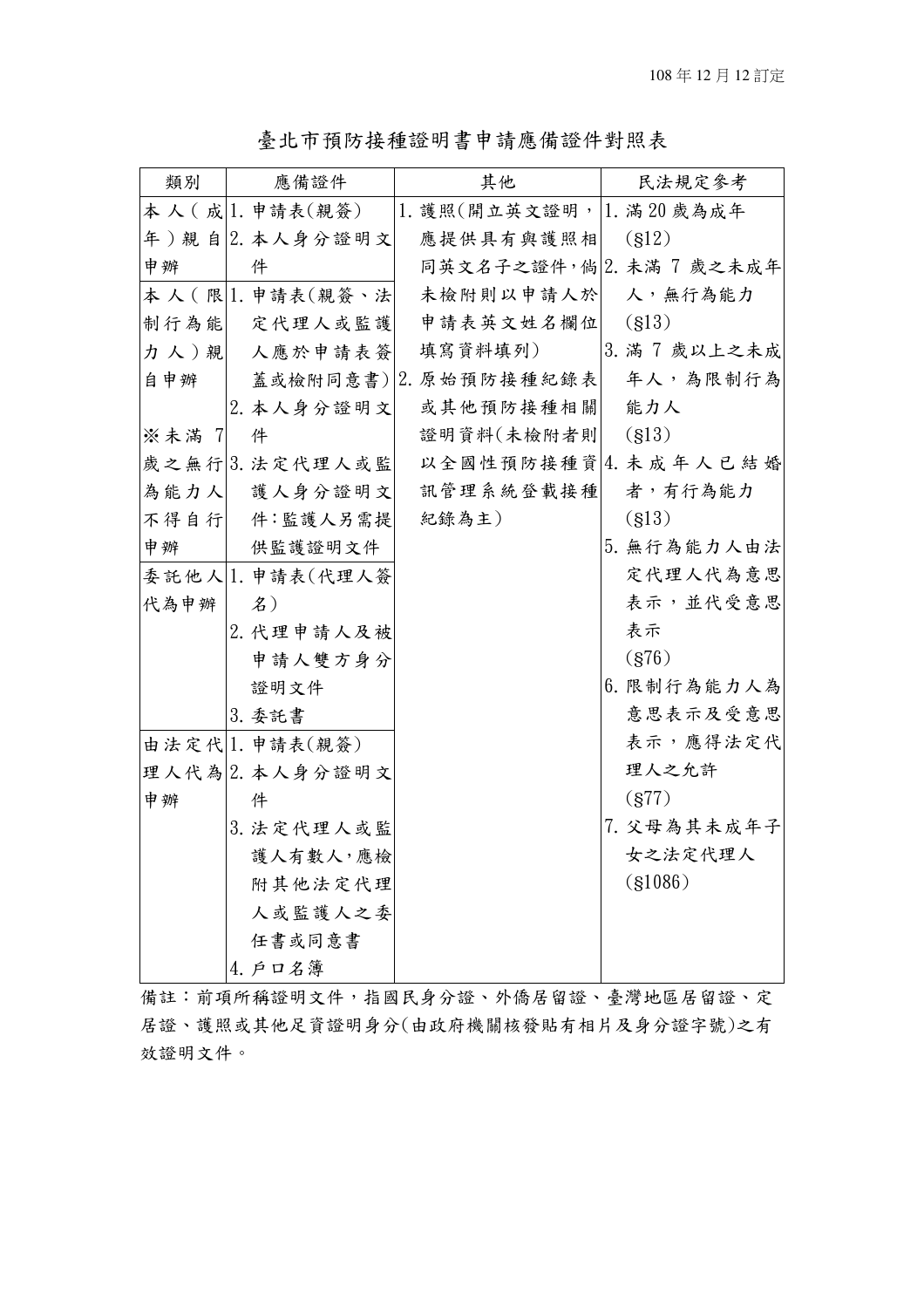108年12月12訂定

# 臺北市預防接種證明書申請應備證件對照表

| 類別 | 應備證件 | 其他 | 民法規定參考 |
|---|---|---|---|
| 本人（成年）親自申辦 | 1. 申請表(親簽)<br>2. 本人身分證明文件 | 1. 護照(開立英文證明，應提供具有與護照相同英文名子之證件，倘未檢附則以申請人於申請表英文姓名欄位填寫資料填列)<br>2. 原始預防接種紀錄表或其他預防接種相關證明資料(未檢附者則以全國性預防接種資訊管理系統登載接種紀錄為主) | 1. 滿20歲為成年(§12)<br>2. 未滿7歲之未成年人，無行為能力(§13)<br>3. 滿7歲以上之未成年人，為限制行為能力人(§13)<br>4. 未成年人已結婚者，有行為能力(§13)<br>5. 無行為能力人由法定代理人代為意思表示，並代受意思表示(§76)<br>6. 限制行為能力人為意思表示及受意思表示，應得法定代理人之允許(§77)<br>7. 父母為其未成年子女之法定代理人(§1086) |
| 本人（限制行為能力人）親自申辦<br><br>※未滿7歲之無行為能力人不得自行申辦 | 1. 申請表(親簽、法定代理人或監護人應於申請表簽蓋或檢附同意書)<br>2. 本人身分證明文件<br>3. 法定代理人或監護人身分證明文件：監護人另需提供監護證明文件 | | |
| 委託他人代為申辦 | 1. 申請表(代理人簽名)<br>2. 代理申請人及被申請人雙方身分證明文件<br>3. 委託書 | | |
| 由法定代理人代為申辦 | 1. 申請表(親簽)<br>2. 本人身分證明文件<br>3. 法定代理人或監護人有數人，應檢附其他法定代理人或監護人之委任書或同意書<br>4. 戶口名簿 | | |

備註：前項所稱證明文件，指國民身分證、外僑居留證、臺灣地區居留證、定居證、護照或其他足資證明身分(由政府機關核發貼有相片及身分證字號)之有效證明文件。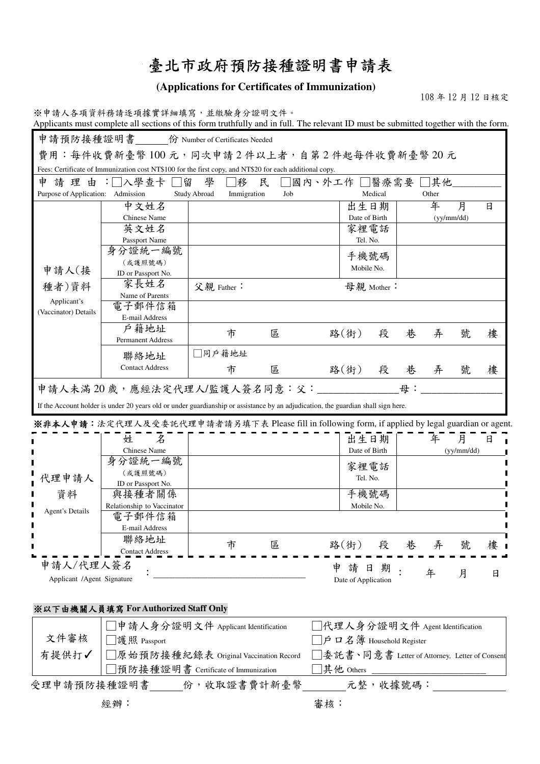# 臺北市政府預防接種證明書申請表

**(Applications for Certificates of Immunization)**

108 年 12 月 12 日核定

※申請人各項資料務請逐項據實詳細填寫，並繳驗身分證明文件。
Applicants must complete all sections of this form truthfully and in full. The relevant ID must be submitted together with the form.

申請預防接種證明書______份 Number of Certificates Needed

費用：每件收費新臺幣 100 元，同次申請 2 件以上者，自第 2 件起每件收費新臺幣 20 元
Fees: Certificate of Immunization cost NT$100 for the first copy, and NT$20 for each additional copy.

申 請 理 由：□入學查卡 Admission □留 學 Study Abroad □移 民 Immigration □國內、外工作 Job □醫療需要 Medical □其他_________ Other

| 申請人(接種者)資料 Applicant's (Vaccinator) Details | | | | |
|---|---|---|---|---|
| | 中文姓名 Chinese Name | | 出生日期 Date of Birth | 年 月 日 (yy/mm/dd) |
| | 英文姓名 Passport Name | | 家裡電話 Tel. No. | |
| | 身分證統一編號 (或護照號碼) ID or Passport No. | | 手機號碼 Mobile No. | |
| | 家長姓名 Name of Parents | 父親 Father： | 母親 Mother： | |
| | 電子郵件信箱 E-mail Address | | | |
| | 戶籍地址 Permanent Address | 市 區 路(街) 段 巷 弄 號 樓 | | |
| | 聯絡地址 Contact Address | □同戶籍地址<br>市 區 路(街) 段 巷 弄 號 樓 | | |

申請人未滿 20 歲，應經法定代理人/監護人簽名同意：父：_______________母：_______________
If the Account holder is under 20 years old or under guardianship or assistance by an adjudication, the guardian shall sign here.

**※非本人申請**：法定代理人及受委託代理申請者請另填下表 Please fill in following form, if applied by legal guardian or agent.

| 代理申請人資料 Agent's Details | | | | |
|---|---|---|---|---|
| | 姓 名 Chinese Name | | 出生日期 Date of Birth | 年 月 日 (yy/mm/dd) |
| | 身分證統一編號 (或護照號碼) ID or Passport No. | | 家裡電話 Tel. No. | |
| | 與接種者關係 Relationship to Vaccinator | | 手機號碼 Mobile No. | |
| | 電子郵件信箱 E-mail Address | | | |
| | 聯絡地址 Contact Address | 市 區 路(街) 段 巷 弄 號 樓 | | |

申請人/代理人簽名 Applicant /Agent Signature：_________________________________ 申 請 日 期 Date of Application： 年 月 日

**※以下由機關人員填寫 For Authorized Staff Only**

| 文件審核 有提供打✓ | | |
|---|---|---|
| | □申請人身分證明文件 Applicant Identification | □代理人身分證明文件 Agent Identification |
| | □護照 Passport | □戶口名簿 Household Register |
| | □原始預防接種紀錄表 Original Vaccination Record | □委託書、同意書 Letter of Attorney, Letter of Consent |
| | □預防接種證明書 Certificate of Immunization | □其他 Others _______________ |

受理申請預防接種證明書______份，收取證書費計新臺幣________元整，收據號碼：____________

經辦： 審核：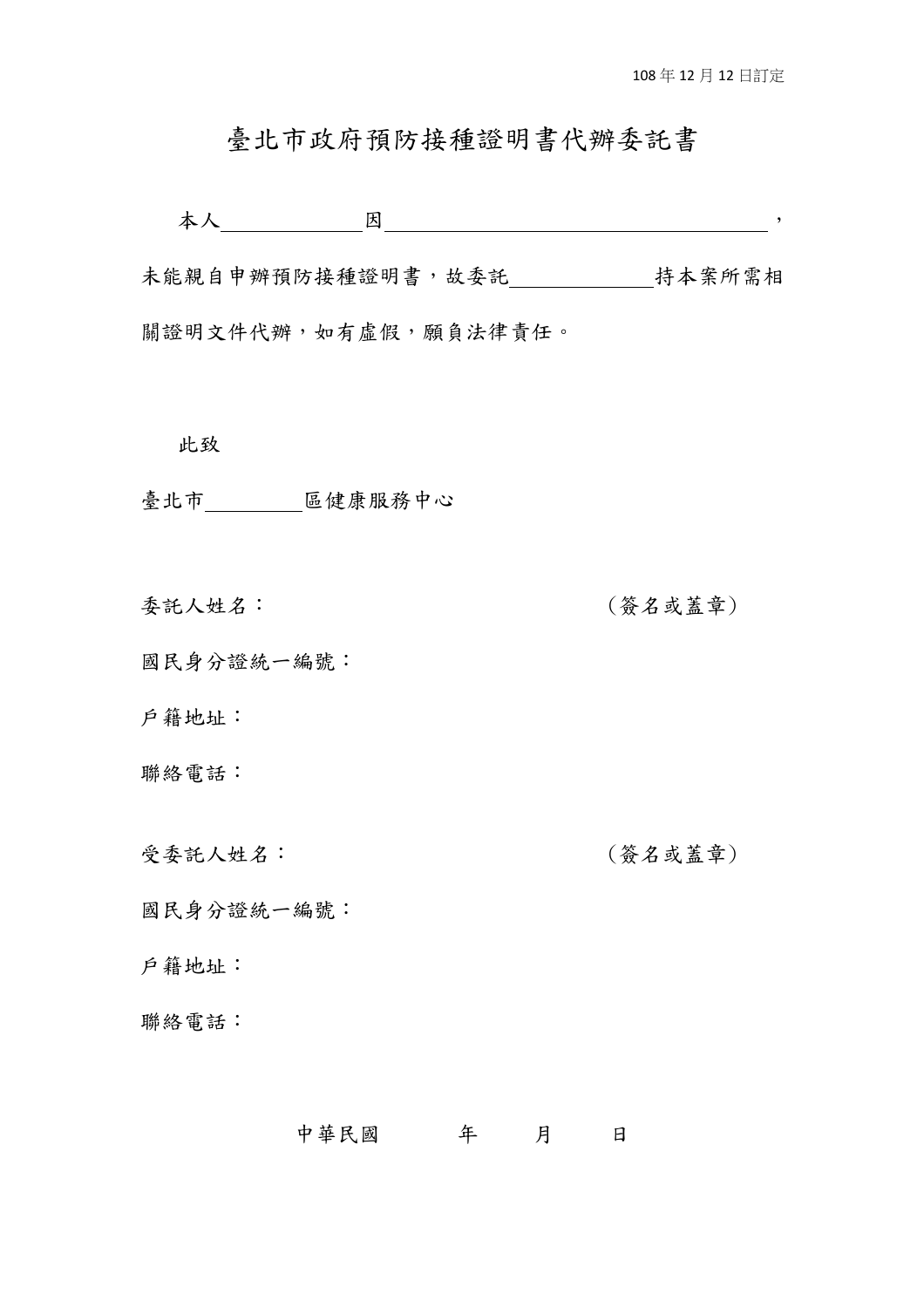108年12月12日訂定

# 臺北市政府預防接種證明書代辦委託書

本人＿＿＿＿＿＿因＿＿＿＿＿＿＿＿＿＿＿＿＿＿＿＿＿＿＿＿＿＿，未能親自申辦預防接種證明書，故委託＿＿＿＿＿＿持本案所需相關證明文件代辦，如有虛假，願負法律責任。

此致

臺北市＿＿＿＿區健康服務中心

委託人姓名：　　　　　　　　　　　　　　（簽名或蓋章）

國民身分證統一編號：

戶籍地址：

聯絡電話：

受委託人姓名：　　　　　　　　　　　　　（簽名或蓋章）

國民身分證統一編號：

戶籍地址：

聯絡電話：

中華民國　　　年　　　月　　　日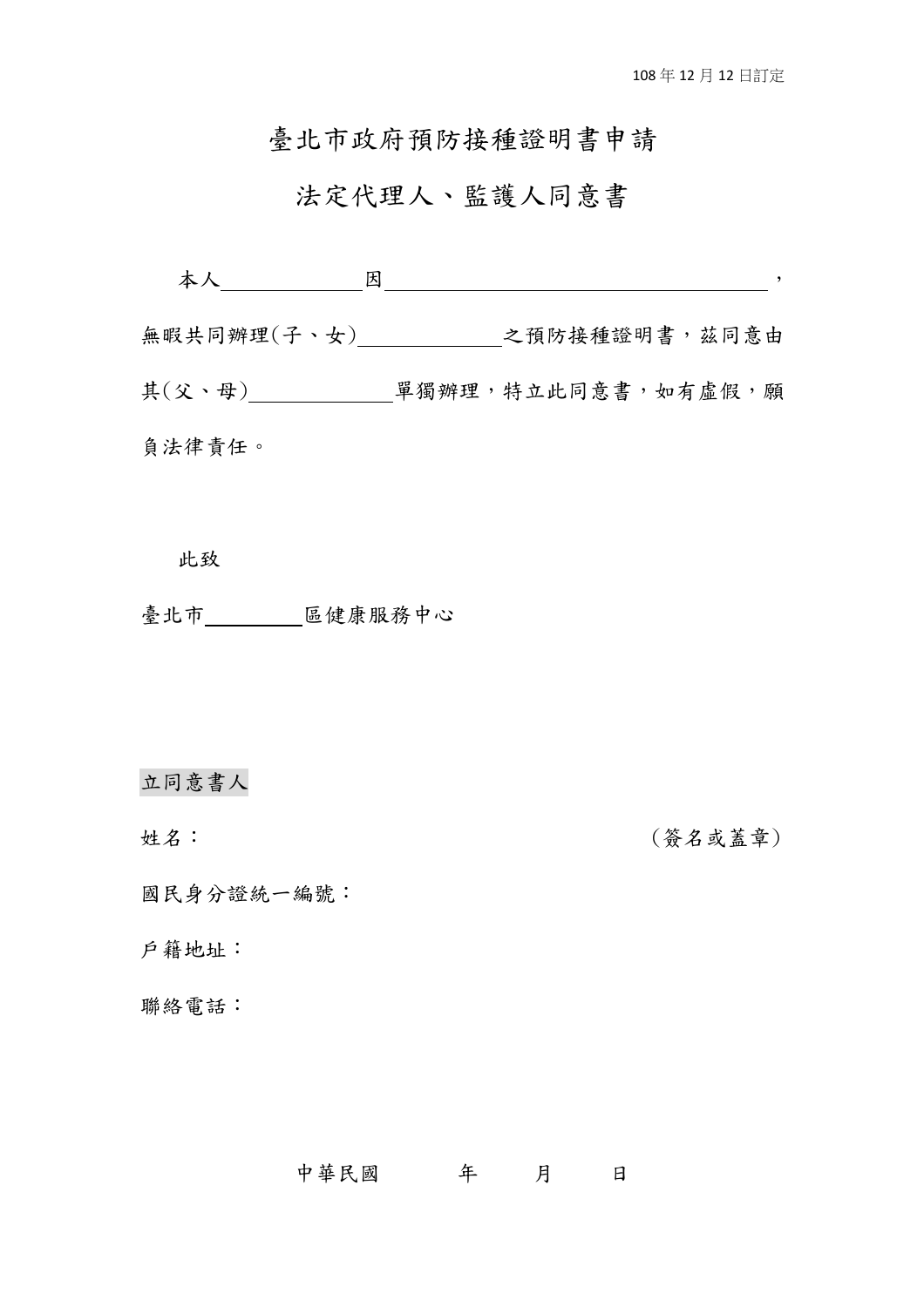108年12月12日訂定

# 臺北市政府預防接種證明書申請

# 法定代理人、監護人同意書

本人＿＿＿＿＿＿因＿＿＿＿＿＿＿＿＿＿＿＿＿＿＿＿＿＿，無暇共同辦理(子、女)＿＿＿＿＿＿之預防接種證明書，茲同意由其(父、母)＿＿＿＿＿＿單獨辦理，特立此同意書，如有虛假，願負法律責任。

此致

臺北市＿＿＿＿區健康服務中心

立同意書人

姓名：　　　　　　　　　　　　　　　　（簽名或蓋章）

國民身分證統一編號：

戶籍地址：

聯絡電話：

中華民國　　　年　　　月　　　日